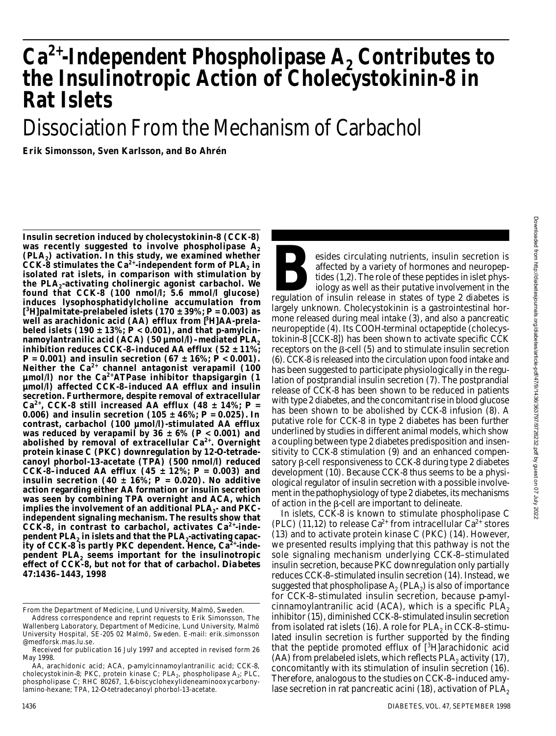# $Ca^{2+}$-Independent Phospholipase $A_2$ Contributes to the Insulinotropic Action of Cholecystokinin-8 in Rat Islets

## Dissociation From the Mechanism of Carbachol

**Erik Simonsson, Sven Karlsson, and Bo Ahrén**

**Insulin secretion induced by cholecystokinin-8 (CCK-8) was recently suggested to involve phospholipase $A_2$ ($PLA_2$) activation. In this study, we examined whether CCK-8 stimulates the $Ca^{2+}$-independent form of $PLA_2$ in isolated rat islets, in comparison with stimulation by the $PLA_2$-activating cholinergic agonist carbachol. We found that CCK-8 (100 nmol/l; 5.6 mmol/l glucose) induces lysophosphatidylcholine accumulation from [$^3$H]palmitate-prelabeled islets (170 ± 39%; $P = 0.003$) as well as arachidonic acid (AA) efflux from [$^3$H]AA-prelabeled islets (190 ± 13%; $P < 0.001$), and that p-amylcinnamoylantranilic acid (ACA) (50 µmol/l)–mediated $PLA_2$ inhibition reduces CCK-8–induced AA efflux (52 ± 11%; $P = 0.001$) and insulin secretion (67 ± 16%; $P < 0.001$). Neither the $Ca^{2+}$ channel antagonist verapamil (100 µmol/l) nor the $Ca^{2+}$ATPase inhibitor thapsigargin (1 µmol/l) affected CCK-8–induced AA efflux and insulin secretion. Furthermore, despite removal of extracellular $Ca^{2+}$, CCK-8 still increased AA efflux (48 ± 14%; $P = 0.006$) and insulin secretion (105 ± 46%; $P = 0.025$). In contrast, carbachol (100 µmol/l)-stimulated AA efflux was reduced by verapamil by 36 ± 6% ($P < 0.001$) and abolished by removal of extracellular $Ca^{2+}$. Overnight protein kinase C (PKC) downregulation by 12-O-tetradecanoyl phorbol-13-acetate (TPA) (500 nmol/l) reduced CCK-8–induced AA efflux (45 ± 12%; $P = 0.003$) and insulin secretion (40 ± 16%; $P = 0.020$). No additive action regarding either AA formation or insulin secretion was seen by combining TPA overnight and ACA, which implies the involvement of an additional $PLA_2$- and PKC-independent signaling mechanism. The results show that CCK-8, in contrast to carbachol, activates $Ca^{2+}$-independent $PLA_2$ in islets and that the $PLA_2$-activating capacity of CCK-8 is partly PKC dependent. Hence, $Ca^{2+}$-independent $PLA_2$ seems important for the insulinotropic effect of CCK-8, but not for that of carbachol. *Diabetes* 47:1436–1443, 1998**

From the Department of Medicine, Lund University, Malmö, Sweden.

Address correspondence and reprint requests to Erik Simonsson, The Wallenberg Laboratory, Department of Medicine, Lund University, Malmö University Hospital, SE-205 02 Malmö, Sweden. E-mail: erik.simonsson@medforsk.mas.lu.se.

Received for publication 16 July 1997 and accepted in revised form 26 May 1998.

AA, arachidonic acid; ACA, p-amylcinnamoylantranilic acid; CCK-8, cholecystokinin-8; PKC, protein kinase C; $PLA_2$, phospholipase $A_2$; PLC, phospholipase C; RHC 80267, 1,6-biscyclohexylideneaminooxycarbonylamino-hexane; TPA, 12-O-tetradecanoyl phorbol-13-acetate.

Besides circulating nutrients, insulin secretion is affected by a variety of hormones and neuropeptides (1,2). The role of these peptides in islet physiology as well as their putative involvement in the regulation of insulin release in states of type 2 diabetes is largely unknown. Cholecystokinin is a gastrointestinal hormone released during meal intake (3), and also a pancreatic neuropeptide (4). Its COOH-terminal octapeptide (cholecystokinin-8 [CCK-8]) has been shown to activate specific CCK receptors on the β-cell (5) and to stimulate insulin secretion (6). CCK-8 is released into the circulation upon food intake and has been suggested to participate physiologically in the regulation of postprandial insulin secretion (7). The postprandial release of CCK-8 has been shown to be reduced in patients with type 2 diabetes, and the concomitant rise in blood glucose has been shown to be abolished by CCK-8 infusion (8). A putative role for CCK-8 in type 2 diabetes has been further underlined by studies in different animal models, which show a coupling between type 2 diabetes predisposition and insensitivity to CCK-8 stimulation (9) and an enhanced compensatory β-cell responsiveness to CCK-8 during type 2 diabetes development (10). Because CCK-8 thus seems to be a physiological regulator of insulin secretion with a possible involvement in the pathophysiology of type 2 diabetes, its mechanisms of action in the β-cell are important to delineate.

In islets, CCK-8 is known to stimulate phospholipase C (PLC) (11,12) to release $Ca^{2+}$ from intracellular $Ca^{2+}$ stores (13) and to activate protein kinase C (PKC) (14). However, we presented results implying that this pathway is not the sole signaling mechanism underlying CCK-8–stimulated insulin secretion, because PKC downregulation only partially reduces CCK-8–stimulated insulin secretion (14). Instead, we suggested that phospholipase $A_2$ ($PLA_2$) is also of importance for CCK-8–stimulated insulin secretion, because p-amylcinnamoylantranilic acid (ACA), which is a specific $PLA_2$ inhibitor (15), diminished CCK-8–stimulated insulin secretion from isolated rat islets (16). A role for $PLA_2$ in CCK-8–stimulated insulin secretion is further supported by the finding that the peptide promoted efflux of [$^3$H]arachidonic acid (AA) from prelabeled islets, which reflects $PLA_2$ activity (17), concomitantly with its stimulation of insulin secretion (16). Therefore, analogous to the studies on CCK-8–induced amylase secretion in rat pancreatic acini (18), activation of $PLA_2$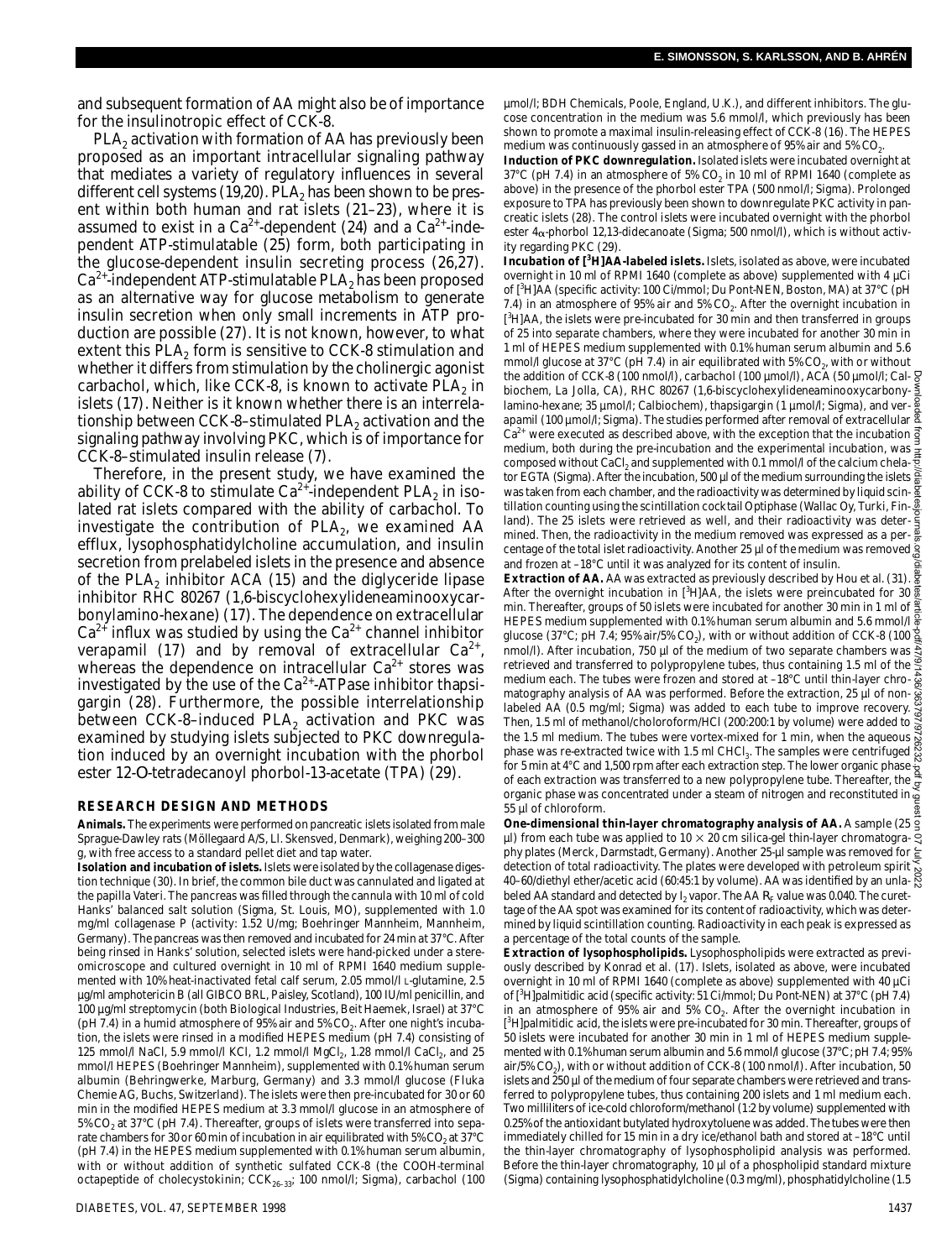and subsequent formation of AA might also be of importance for the insulinotropic effect of CCK-8.

$PLA_2$ activation with formation of AA has previously been proposed as an important intracellular signaling pathway that mediates a variety of regulatory influences in several different cell systems (19,20). $PLA_2$ has been shown to be present within both human and rat islets (21–23), where it is assumed to exist in a $Ca^{2+}$-dependent (24) and a $Ca^{2+}$-independent ATP-stimulatable (25) form, both participating in the glucose-dependent insulin secreting process (26,27). $Ca^{2+}$-independent ATP-stimulatable $PLA_2$ has been proposed as an alternative way for glucose metabolism to generate insulin secretion when only small increments in ATP production are possible (27). It is not known, however, to what extent this $PLA_2$ form is sensitive to CCK-8 stimulation and whether it differs from stimulation by the cholinergic agonist carbachol, which, like CCK-8, is known to activate $PLA_2$ in islets (17). Neither is it known whether there is an interrelationship between CCK-8–stimulated $PLA_2$ activation and the signaling pathway involving PKC, which is of importance for CCK-8–stimulated insulin release (7).

Therefore, in the present study, we have examined the ability of CCK-8 to stimulate $Ca^{2+}$-independent $PLA_2$ in isolated rat islets compared with the ability of carbachol. To investigate the contribution of $PLA_2$, we examined AA efflux, lysophosphatidylcholine accumulation, and insulin secretion from prelabeled islets in the presence and absence of the $PLA_2$ inhibitor ACA (15) and the diglyceride lipase inhibitor RHC 80267 (1,6-biscyclohexylideneaminooxycarbonylamino-hexane) (17). The dependence on extracellular $Ca^{2+}$ influx was studied by using the $Ca^{2+}$ channel inhibitor verapamil (17) and by removal of extracellular $Ca^{2+}$, whereas the dependence on intracellular $Ca^{2+}$ stores was investigated by the use of the $Ca^{2+}$-ATPase inhibitor thapsigargin (28). Furthermore, the possible interrelationship between CCK-8–induced $PLA_2$ activation and PKC was examined by studying islets subjected to PKC downregulation induced by an overnight incubation with the phorbol ester 12-*O*-tetradecanoyl phorbol-13-acetate (TPA) (29).

## RESEARCH DESIGN AND METHODS

**Animals.** The experiments were performed on pancreatic islets isolated from male Sprague-Dawley rats (Möllegaard A/S, Ll. Skensved, Denmark), weighing 200–300 g, with free access to a standard pellet diet and tap water.

**Isolation and incubation of islets.** Islets were isolated by the collagenase digestion technique (30). In brief, the common bile duct was cannulated and ligated at the papilla Vateri. The pancreas was filled through the cannula with 10 ml of cold Hanks' balanced salt solution (Sigma, St. Louis, MO), supplemented with 1.0 mg/ml collagenase P (activity: 1.52 U/mg; Boehringer Mannheim, Mannheim, Germany). The pancreas was then removed and incubated for 24 min at 37°C. After being rinsed in Hanks' solution, selected islets were hand-picked under a stereomicroscope and cultured overnight in 10 ml of RPMI 1640 medium supplemented with 10% heat-inactivated fetal calf serum, 2.05 mmol/l L-glutamine, 2.5 µg/ml amphotericin B (all GIBCO BRL, Paisley, Scotland), 100 IU/ml penicillin, and 100 µg/ml streptomycin (both Biological Industries, Beit Haemek, Israel) at 37°C (pH 7.4) in a humid atmosphere of 95% air and 5% $CO_2$. After one night's incubation, the islets were rinsed in a modified HEPES medium (pH 7.4) consisting of 125 mmol/l NaCl, 5.9 mmol/l KCl, 1.2 mmol/l $MgCl_2$, 1.28 mmol/l $CaCl_2$, and 25 mmol/l HEPES (Boehringer Mannheim), supplemented with 0.1% human serum albumin (Behringwerke, Marburg, Germany) and 3.3 mmol/l glucose (Fluka Chemie AG, Buchs, Switzerland). The islets were then pre-incubated for 30 or 60 min in the modified HEPES medium at 3.3 mmol/l glucose in an atmosphere of 5% $CO_2$ at 37°C (pH 7.4). Thereafter, groups of islets were transferred into separate chambers for 30 or 60 min of incubation in air equilibrated with 5% $CO_2$ at 37°C (pH 7.4) in the HEPES medium supplemented with 0.1% human serum albumin, with or without addition of synthetic sulfated CCK-8 (the COOH-terminal octapeptide of cholecystokinin; $CCK_{26-33}$; 100 nmol/l; Sigma), carbachol (100 µmol/l; BDH Chemicals, Poole, England, U.K.), and different inhibitors. The glucose concentration in the medium was 5.6 mmol/l, which previously has been shown to promote a maximal insulin-releasing effect of CCK-8 (16). The HEPES medium was continuously gassed in an atmosphere of 95% air and 5% $CO_2$.

**Induction of PKC downregulation.** Isolated islets were incubated overnight at 37°C (pH 7.4) in an atmosphere of 5% $CO_2$ in 10 ml of RPMI 1640 (complete as above) in the presence of the phorbol ester TPA (500 nmol/l; Sigma). Prolonged exposure to TPA has previously been shown to downregulate PKC activity in pancreatic islets (28). The control islets were incubated overnight with the phorbol ester 4α-phorbol 12,13-didecanoate (Sigma; 500 nmol/l), which is without activity regarding PKC (29).

**Incubation of [$^3$H]AA-labeled islets.** Islets, isolated as above, were incubated overnight in 10 ml of RPMI 1640 (complete as above) supplemented with 4 µCi of [$^3$H]AA (specific activity: 100 Ci/mmol; Du Pont-NEN, Boston, MA) at 37°C (pH 7.4) in an atmosphere of 95% air and 5% $CO_2$. After the overnight incubation in [$^3$H]AA, the islets were pre-incubated for 30 min and then transferred in groups of 25 into separate chambers, where they were incubated for another 30 min in 1 ml of HEPES medium supplemented with 0.1% human serum albumin and 5.6 mmol/l glucose at 37°C (pH 7.4) in air equilibrated with 5% $CO_2$, with or without the addition of CCK-8 (100 nmol/l), carbachol (100 µmol/l), ACA (50 µmol/l; Calbiochem, La Jolla, CA), RHC 80267 (1,6-biscyclohexylideneaminooxycarbonylamino-hexane; 35 µmol/l; Calbiochem), thapsigargin (1 µmol/l; Sigma), and verapamil (100 µmol/l; Sigma). The studies performed after removal of extracellular $Ca^{2+}$ were executed as described above, with the exception that the incubation medium, both during the pre-incubation and the experimental incubation, was composed without $CaCl_2$ and supplemented with 0.1 mmol/l of the calcium chelator EGTA (Sigma). After the incubation, 500 µl of the medium surrounding the islets was taken from each chamber, and the radioactivity was determined by liquid scintillation counting using the scintillation cocktail Optiphase (Wallac Oy, Turki, Finland). The 25 islets were retrieved as well, and their radioactivity was determined. Then, the radioactivity in the medium removed was expressed as a percentage of the total islet radioactivity. Another 25 µl of the medium was removed and frozen at –18°C until it was analyzed for its content of insulin.

**Extraction of AA.** AA was extracted as previously described by Hou et al. (31). After the overnight incubation in [$^3$H]AA, the islets were preincubated for 30 min. Thereafter, groups of 50 islets were incubated for another 30 min in 1 ml of HEPES medium supplemented with 0.1% human serum albumin and 5.6 mmol/l glucose (37°C; pH 7.4; 95% air/5% $CO_2$), with or without addition of CCK-8 (100 nmol/l). After incubation, 750 µl of the medium of two separate chambers was retrieved and transferred to polypropylene tubes, thus containing 1.5 ml of the medium each. The tubes were frozen and stored at –18°C until thin-layer chromatography analysis of AA was performed. Before the extraction, 25 µl of nonlabeled AA (0.5 mg/ml; Sigma) was added to each tube to improve recovery. Then, 1.5 ml of methanol/choloroform/HCl (200:200:1 by volume) were added to the 1.5 ml medium. The tubes were vortex-mixed for 1 min, when the aqueous phase was re-extracted twice with 1.5 ml $CHCl_3$. The samples were centrifuged for 5 min at 4°C and 1,500 rpm after each extraction step. The lower organic phase of each extraction was transferred to a new polypropylene tube. Thereafter, the organic phase was concentrated under a steam of nitrogen and reconstituted in 55 µl of chloroform.

**One-dimensional thin-layer chromatography analysis of AA.** A sample (25 µl) from each tube was applied to 10 × 20 cm silica-gel thin-layer chromatography plates (Merck, Darmstadt, Germany). Another 25-µl sample was removed for detection of total radioactivity. The plates were developed with petroleum spirit 40–60/diethyl ether/acetic acid (60:45:1 by volume). AA was identified by an unlabeled AA standard and detected by $I_2$ vapor. The AA $R_f$ value was 0.040. The curettage of the AA spot was examined for its content of radioactivity, which was determined by liquid scintillation counting. Radioactivity in each peak is expressed as a percentage of the total counts of the sample.

**Extraction of lysophospholipids.** Lysophospholipids were extracted as previously described by Konrad et al. (17). Islets, isolated as above, were incubated overnight in 10 ml of RPMI 1640 (complete as above) supplemented with 40 µCi of [$^3$H]palmitidic acid (specific activity: 51 Ci/mmol; Du Pont-NEN) at 37°C (pH 7.4) in an atmosphere of 95% air and 5% $CO_2$. After the overnight incubation in [$^3$H]palmitidic acid, the islets were pre-incubated for 30 min. Thereafter, groups of 50 islets were incubated for another 30 min in 1 ml of HEPES medium supplemented with 0.1% human serum albumin and 5.6 mmol/l glucose (37°C; pH 7.4; 95% air/5% $CO_2$), with or without addition of CCK-8 (100 nmol/l). After incubation, 50 islets and 250 µl of the medium of four separate chambers were retrieved and transferred to polypropylene tubes, thus containing 200 islets and 1 ml medium each. Two milliliters of ice-cold chloroform/methanol (1:2 by volume) supplemented with 0.25% of the antioxidant butylated hydroxytoluene was added. The tubes were then immediately chilled for 15 min in a dry ice/ethanol bath and stored at –18°C until the thin-layer chromatography of lysophospholipid analysis was performed. Before the thin-layer chromatography, 10 µl of a phospholipid standard mixture (Sigma) containing lysophosphatidylcholine (0.3 mg/ml), phosphatidylcholine (1.5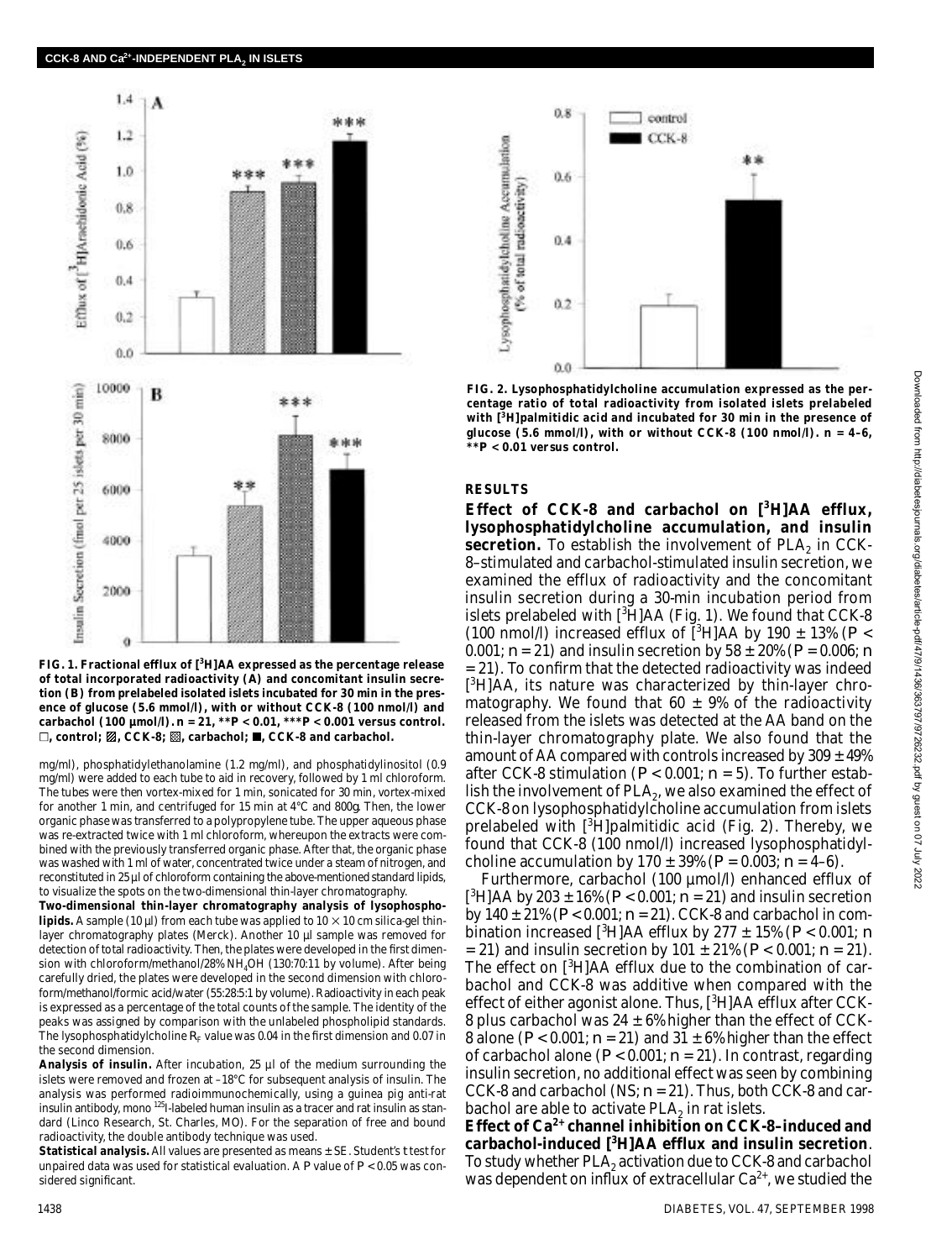**FIG. 1. Fractional efflux of [$^3$H]AA expressed as the percentage release of total incorporated radioactivity (A) and concomitant insulin secretion (B) from prelabeled isolated islets incubated for 30 min in the presence of glucose (5.6 mmol/l), with or without CCK-8 (100 nmol/l) and carbachol (100 µmol/l). n = 21, **P < 0.01, ***P < 0.001 versus control. □, control; ▨, CCK-8; ▩, carbachol; ■, CCK-8 and carbachol.**

mg/ml), phosphatidylethanolamine (1.2 mg/ml), and phosphatidylinositol (0.9 mg/ml) were added to each tube to aid in recovery, followed by 1 ml chloroform. The tubes were then vortex-mixed for 1 min, sonicated for 30 min, vortex-mixed for another 1 min, and centrifuged for 15 min at 4°C and 800*g*. Then, the lower organic phase was transferred to a polypropylene tube. The upper aqueous phase was re-extracted twice with 1 ml chloroform, whereupon the extracts were combined with the previously transferred organic phase. After that, the organic phase was washed with 1 ml of water, concentrated twice under a steam of nitrogen, and reconstituted in 25 µl of chloroform containing the above-mentioned standard lipids, to visualize the spots on the two-dimensional thin-layer chromatography.

**Two-dimensional thin-layer chromatography analysis of lysophospholipids.** A sample (10 µl) from each tube was applied to 10 × 10 cm silica-gel thin-layer chromatography plates (Merck). Another 10 µl sample was removed for detection of total radioactivity. Then, the plates were developed in the first dimension with chloroform/methanol/28% $NH_4OH$ (130:70:11 by volume). After being carefully dried, the plates were developed in the second dimension with chloroform/methanol/formic acid/water (55:28:5:1 by volume). Radioactivity in each peak is expressed as a percentage of the total counts of the sample. The identity of the peaks was assigned by comparison with the unlabeled phospholipid standards. The lysophosphatidylcholine $R_F$ value was 0.04 in the first dimension and 0.07 in the second dimension.

**Analysis of insulin.** After incubation, 25 µl of the medium surrounding the islets were removed and frozen at –18°C for subsequent analysis of insulin. The analysis was performed radioimmunochemically, using a guinea pig anti-rat insulin antibody, mono $^{125}$I-labeled human insulin as a tracer and rat insulin as standard (Linco Research, St. Charles, MO). For the separation of free and bound radioactivity, the double antibody technique was used.

**Statistical analysis.** All values are presented as means ± SE. Student's *t* test for unpaired data was used for statistical evaluation. A *P* value of *P* < 0.05 was considered significant.

**FIG. 2. Lysophosphatidylcholine accumulation expressed as the percentage ratio of total radioactivity from isolated islets prelabeled with [$^3$H]palmitidic acid and incubated for 30 min in the presence of glucose (5.6 mmol/l), with or without CCK-8 (100 nmol/l). n = 4–6, **P < 0.01 versus control.**

## RESULTS

**Effect of CCK-8 and carbachol on [$^3$H]AA efflux, lysophosphatidylcholine accumulation, and insulin secretion.** To establish the involvement of $PLA_2$ in CCK-8–stimulated and carbachol-stimulated insulin secretion, we examined the efflux of radioactivity and the concomitant insulin secretion during a 30-min incubation period from islets prelabeled with [$^3$H]AA (Fig. 1). We found that CCK-8 (100 nmol/l) increased efflux of [$^3$H]AA by 190 ± 13% (*P* < 0.001; *n* = 21) and insulin secretion by 58 ± 20% (*P* = 0.006; *n* = 21). To confirm that the detected radioactivity was indeed [$^3$H]AA, its nature was characterized by thin-layer chromatography. We found that 60 ± 9% of the radioactivity released from the islets was detected at the AA band on the thin-layer chromatography plate. We also found that the amount of AA compared with controls increased by 309 ± 49% after CCK-8 stimulation (*P* < 0.001; *n* = 5). To further establish the involvement of $PLA_2$, we also examined the effect of CCK-8 on lysophosphatidylcholine accumulation from islets prelabeled with [$^3$H]palmitidic acid (Fig. 2). Thereby, we found that CCK-8 (100 nmol/l) increased lysophosphatidylcholine accumulation by 170 ± 39% (*P* = 0.003; *n* = 4–6).

Furthermore, carbachol (100 µmol/l) enhanced efflux of [$^3$H]AA by 203 ± 16% (*P* < 0.001; *n* = 21) and insulin secretion by 140 ± 21% (*P* < 0.001; *n* = 21). CCK-8 and carbachol in combination increased [$^3$H]AA efflux by 277 ± 15% (*P* < 0.001; *n* = 21) and insulin secretion by 101 ± 21% (*P* < 0.001; *n* = 21). The effect on [$^3$H]AA efflux due to the combination of carbachol and CCK-8 was additive when compared with the effect of either agonist alone. Thus, [$^3$H]AA efflux after CCK-8 plus carbachol was 24 ± 6% higher than the effect of CCK-8 alone (*P* < 0.001; *n* = 21) and 31 ± 6% higher than the effect of carbachol alone (*P* < 0.001; *n* = 21). In contrast, regarding insulin secretion, no additional effect was seen by combining CCK-8 and carbachol (NS; *n* = 21). Thus, both CCK-8 and carbachol are able to activate $PLA_2$ in rat islets.

**Effect of $Ca^{2+}$ channel inhibition on CCK-8–induced and carbachol-induced [$^3$H]AA efflux and insulin secretion**. To study whether $PLA_2$ activation due to CCK-8 and carbachol was dependent on influx of extracellular $Ca^{2+}$, we studied the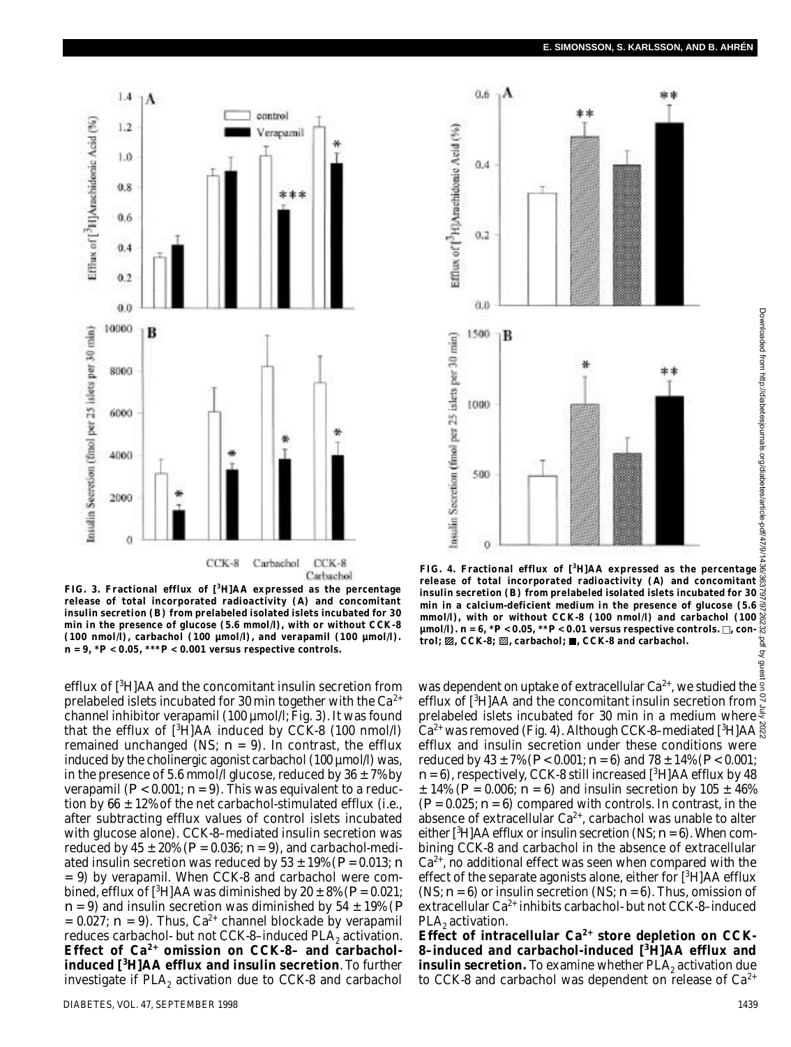FIG. 3. Fractional efflux of [$^3$H]AA expressed as the percentage release of total incorporated radioactivity (A) and concomitant insulin secretion (B) from prelabeled isolated islets incubated for 30 min in the presence of glucose (5.6 mmol/l), with or without CCK-8 (100 nmol/l), carbachol (100 µmol/l), and verapamil (100 µmol/l). n = 9, *P < 0.05, ***P < 0.001 versus respective controls.

FIG. 4. Fractional efflux of [$^3$H]AA expressed as the percentage release of total incorporated radioactivity (A) and concomitant insulin secretion (B) from prelabeled isolated islets incubated for 30 min in a calcium-deficient medium in the presence of glucose (5.6 mmol/l), with or without CCK-8 (100 nmol/l) and carbachol (100 µmol/l). n = 6, *P < 0.05, **P < 0.01 versus respective controls. □, control; ▨, CCK-8; ▩, carbachol; ■, CCK-8 and carbachol.

efflux of [$^3$H]AA and the concomitant insulin secretion from prelabeled islets incubated for 30 min together with the $Ca^{2+}$ channel inhibitor verapamil (100 µmol/l; Fig. 3). It was found that the efflux of [$^3$H]AA induced by CCK-8 (100 nmol/l) remained unchanged (NS; n = 9). In contrast, the efflux induced by the cholinergic agonist carbachol (100 µmol/l) was, in the presence of 5.6 mmol/l glucose, reduced by 36 ± 7% by verapamil ($P < 0.001$; n = 9). This was equivalent to a reduction by 66 ± 12% of the net carbachol-stimulated efflux (i.e., after subtracting efflux values of control islets incubated with glucose alone). CCK-8–mediated insulin secretion was reduced by 45 ± 20% ($P = 0.036$; n = 9), and carbachol-mediated insulin secretion was reduced by 53 ± 19% ($P = 0.013$; n = 9) by verapamil. When CCK-8 and carbachol were combined, efflux of [$^3$H]AA was diminished by 20 ± 8% ($P = 0.021$; n = 9) and insulin secretion was diminished by 54 ± 19% ($P = 0.027$; n = 9). Thus, $Ca^{2+}$ channel blockade by verapamil reduces carbachol- but not CCK-8–induced $PLA_2$ activation.

**Effect of $Ca^{2+}$ omission on CCK-8– and carbachol-induced [$^3$H]AA efflux and insulin secretion**. To further investigate if $PLA_2$ activation due to CCK-8 and carbachol was dependent on uptake of extracellular $Ca^{2+}$, we studied the efflux of [$^3$H]AA and the concomitant insulin secretion from prelabeled islets incubated for 30 min in a medium where $Ca^{2+}$ was removed (Fig. 4). Although CCK-8–mediated [$^3$H]AA efflux and insulin secretion under these conditions were reduced by 43 ± 7% ($P < 0.001$; n = 6) and 78 ± 14% ($P < 0.001$; n = 6), respectively, CCK-8 still increased [$^3$H]AA efflux by 48 ± 14% ($P = 0.006$; n = 6) and insulin secretion by 105 ± 46% ($P = 0.025$; n = 6) compared with controls. In contrast, in the absence of extracellular $Ca^{2+}$, carbachol was unable to alter either [$^3$H]AA efflux or insulin secretion (NS; n = 6). When combining CCK-8 and carbachol in the absence of extracellular $Ca^{2+}$, no additional effect was seen when compared with the effect of the separate agonists alone, either for [$^3$H]AA efflux (NS; n = 6) or insulin secretion (NS; n = 6). Thus, omission of extracellular $Ca^{2+}$ inhibits carbachol- but not CCK-8–induced $PLA_2$ activation.

**Effect of intracellular $Ca^{2+}$ store depletion on CCK-8–induced and carbachol-induced [$^3$H]AA efflux and insulin secretion.** To examine whether $PLA_2$ activation due to CCK-8 and carbachol was dependent on release of $Ca^{2+}$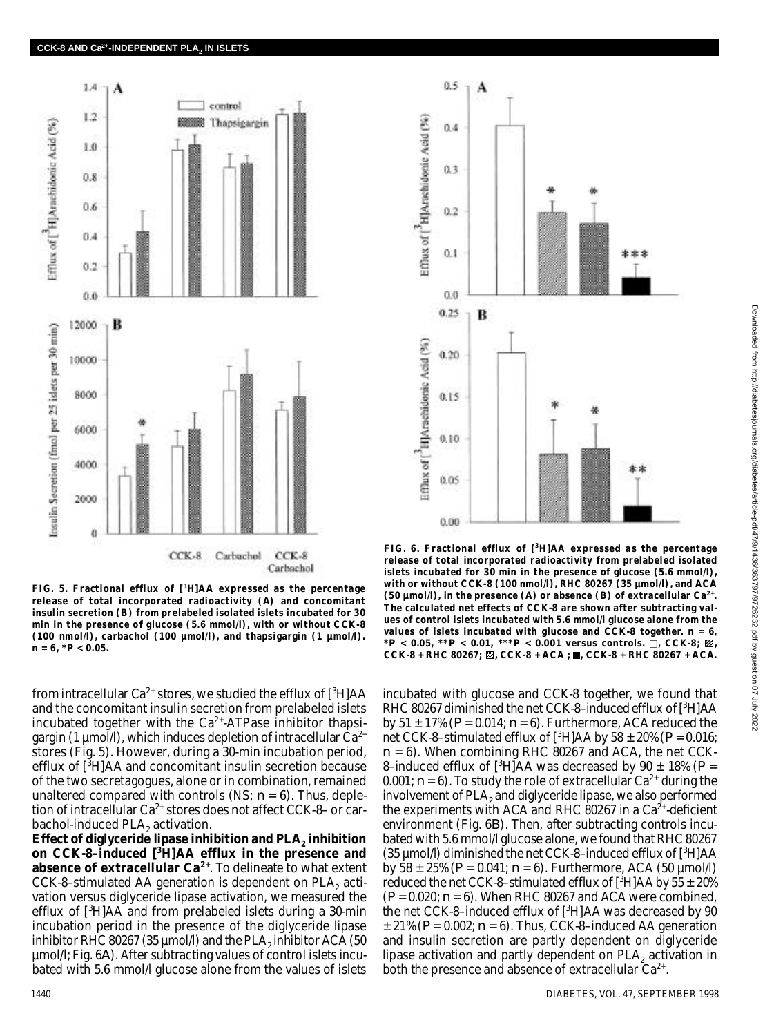FIG. 5. Fractional efflux of [$^3$H]AA expressed as the percentage release of total incorporated radioactivity (A) and concomitant insulin secretion (B) from prelabeled isolated islets incubated for 30 min in the presence of glucose (5.6 mmol/l), with or without CCK-8 (100 nmol/l), carbachol (100 µmol/l), and thapsigargin (1 µmol/l). n = 6, *P < 0.05.

FIG. 6. Fractional efflux of [$^3$H]AA expressed as the percentage release of total incorporated radioactivity from prelabeled isolated islets incubated for 30 min in the presence of glucose (5.6 mmol/l), with or without CCK-8 (100 nmol/l), RHC 80267 (35 µmol/l), and ACA (50 µmol/l), in the presence (A) or absence (B) of extracellular $Ca^{2+}$. The calculated net effects of CCK-8 are shown after subtracting values of control islets incubated with 5.6 mmol/l glucose alone from the values of islets incubated with glucose and CCK-8 together. n = 6, *P < 0.05, **P < 0.01, ***P < 0.001 versus controls. □, CCK-8; ▨, CCK-8 + RHC 80267; ▩, CCK-8 + ACA; ■, CCK-8 + RHC 80267 + ACA.

from intracellular $Ca^{2+}$ stores, we studied the efflux of [$^3$H]AA and the concomitant insulin secretion from prelabeled islets incubated together with the $Ca^{2+}$-ATPase inhibitor thapsigargin (1 µmol/l), which induces depletion of intracellular $Ca^{2+}$ stores (Fig. 5). However, during a 30-min incubation period, efflux of [$^3$H]AA and concomitant insulin secretion because of the two secretagogues, alone or in combination, remained unaltered compared with controls (NS; n = 6). Thus, depletion of intracellular $Ca^{2+}$ stores does not affect CCK-8– or carbachol-induced $PLA_2$ activation.

**Effect of diglyceride lipase inhibition and $PLA_2$ inhibition on CCK-8–induced [$^3$H]AA efflux in the presence and absence of extracellular $Ca^{2+}$**. To delineate to what extent CCK-8–stimulated AA generation is dependent on $PLA_2$ activation versus diglyceride lipase activation, we measured the efflux of [$^3$H]AA and from prelabeled islets during a 30-min incubation period in the presence of the diglyceride lipase inhibitor RHC 80267 (35 µmol/l) and the $PLA_2$ inhibitor ACA (50 µmol/l; Fig. 6A). After subtracting values of control islets incubated with 5.6 mmol/l glucose alone from the values of islets incubated with glucose and CCK-8 together, we found that RHC 80267 diminished the net CCK-8–induced efflux of [$^3$H]AA by 51 ± 17% (P = 0.014; n = 6). Furthermore, ACA reduced the net CCK-8–stimulated efflux of [$^3$H]AA by 58 ± 20% (P = 0.016; n = 6). When combining RHC 80267 and ACA, the net CCK-8–induced efflux of [$^3$H]AA was decreased by 90 ± 18% (P = 0.001; n = 6). To study the role of extracellular $Ca^{2+}$ during the involvement of $PLA_2$ and diglyceride lipase, we also performed the experiments with ACA and RHC 80267 in a $Ca^{2+}$-deficient environment (Fig. 6B). Then, after subtracting controls incubated with 5.6 mmol/l glucose alone, we found that RHC 80267 (35 µmol/l) diminished the net CCK-8–induced efflux of [$^3$H]AA by 58 ± 25% (P = 0.041; n = 6). Furthermore, ACA (50 µmol/l) reduced the net CCK-8–stimulated efflux of [$^3$H]AA by 55 ± 20% (P = 0.020; n = 6). When RHC 80267 and ACA were combined, the net CCK-8–induced efflux of [$^3$H]AA was decreased by 90 ± 21% (P = 0.002; n = 6). Thus, CCK-8–induced AA generation and insulin secretion are partly dependent on diglyceride lipase activation and partly dependent on $PLA_2$ activation in both the presence and absence of extracellular $Ca^{2+}$.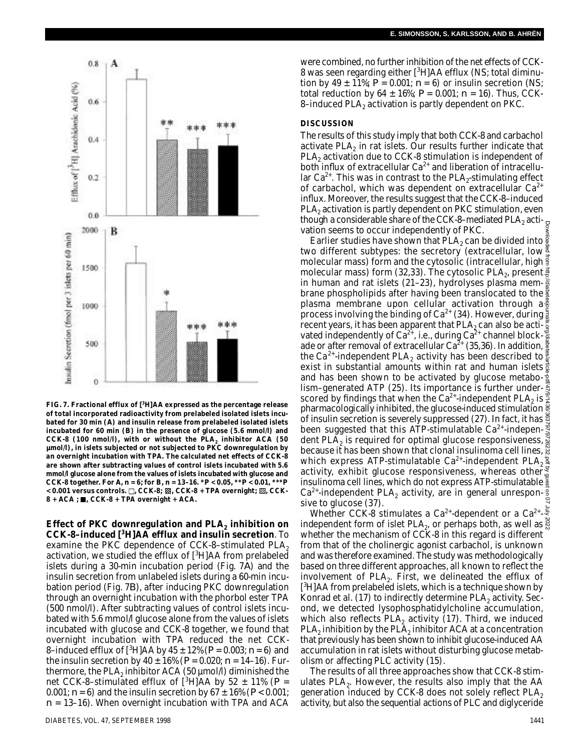**FIG. 7. Fractional efflux of [$^3$H]AA expressed as the percentage release of total incorporated radioactivity from prelabeled isolated islets incubated for 30 min (A) and insulin release from prelabeled isolated islets incubated for 60 min (B) in the presence of glucose (5.6 mmol/l) and CCK-8 (100 nmol/l), with or without the $PLA_2$ inhibitor ACA (50 µmol/l), in islets subjected or not subjected to PKC downregulation by an overnight incubation with TPA. The calculated net effects of CCK-8 are shown after subtracting values of control islets incubated with 5.6 mmol/l glucose alone from the values of islets incubated with glucose and CCK-8 together. For A, *n* = 6; for B, *n* = 13–16. \*P < 0.05, \*\*P < 0.01, \*\*\*P < 0.001 versus controls. □, CCK-8; ▨, CCK-8 + TPA overnight; ▩, CCK-8 + ACA ; ■, CCK-8 + TPA overnight + ACA.**

**Effect of PKC downregulation and $PLA_2$ inhibition on CCK-8–induced [$^3$H]AA efflux and insulin secretion**. To examine the PKC dependence of CCK-8–stimulated $PLA_2$ activation, we studied the efflux of [$^3$H]AA from prelabeled islets during a 30-min incubation period (Fig. 7*A*) and the insulin secretion from unlabeled islets during a 60-min incubation period (Fig. 7*B*), after inducing PKC downregulation through an overnight incubation with the phorbol ester TPA (500 nmol/l). After subtracting values of control islets incubated with 5.6 mmol/l glucose alone from the values of islets incubated with glucose and CCK-8 together, we found that overnight incubation with TPA reduced the net CCK-8–induced efflux of [$^3$H]AA by 45 ± 12% ($P = 0.003$; $n = 6$) and the insulin secretion by 40 ± 16% ($P = 0.020$; $n = 14–16$). Furthermore, the $PLA_2$ inhibitor ACA (50 µmol/l) diminished the net CCK-8–stimulated efflux of [$^3$H]AA by 52 ± 11% ($P = 0.001$; $n = 6$) and the insulin secretion by 67 ± 16% ($P < 0.001$; $n = 13–16$). When overnight incubation with TPA and ACA were combined, no further inhibition of the net effects of CCK-8 was seen regarding either [$^3$H]AA efflux (NS; total diminution by 49 ± 11%; $P = 0.001$; $n = 6$) or insulin secretion (NS; total reduction by 64 ± 16%; $P = 0.001$; $n = 16$). Thus, CCK-8–induced $PLA_2$ activation is partly dependent on PKC.

## DISCUSSION

The results of this study imply that both CCK-8 and carbachol activate $PLA_2$ in rat islets. Our results further indicate that $PLA_2$ activation due to CCK-8 stimulation is independent of both influx of extracellular $Ca^{2+}$ and liberation of intracellular $Ca^{2+}$. This was in contrast to the $PLA_2$-stimulating effect of carbachol, which was dependent on extracellular $Ca^{2+}$ influx. Moreover, the results suggest that the CCK-8–induced $PLA_2$ activation is partly dependent on PKC stimulation, even though a considerable share of the CCK-8–mediated $PLA_2$ activation seems to occur independently of PKC.

Earlier studies have shown that $PLA_2$ can be divided into two different subtypes: the secretory (extracellular, low molecular mass) form and the cytosolic (intracellular, high molecular mass) form (32,33). The cytosolic $PLA_2$, present in human and rat islets (21–23), hydrolyses plasma membrane phospholipids after having been translocated to the plasma membrane upon cellular activation through a process involving the binding of $Ca^{2+}$ (34). However, during recent years, it has been apparent that $PLA_2$ can also be activated independently of $Ca^{2+}$, i.e., during $Ca^{2+}$ channel blockade or after removal of extracellular $Ca^{2+}$ (35,36). In addition, the $Ca^{2+}$-independent $PLA_2$ activity has been described to exist in substantial amounts within rat and human islets and has been shown to be activated by glucose metabolism–generated ATP (25). Its importance is further underscored by findings that when the $Ca^{2+}$-independent $PLA_2$ is pharmacologically inhibited, the glucose-induced stimulation of insulin secretion is severely suppressed (27). In fact, it has been suggested that this ATP-stimulatable $Ca^{2+}$-independent $PLA_2$ is required for optimal glucose responsiveness, because it has been shown that clonal insulinoma cell lines, which express ATP-stimulatable $Ca^{2+}$-independent $PLA_2$ activity, exhibit glucose responsiveness, whereas other insulinoma cell lines, which do not express ATP-stimulatable $Ca^{2+}$-independent $PLA_2$ activity, are in general unresponsive to glucose (37).

Whether CCK-8 stimulates a $Ca^{2+}$-dependent or a $Ca^{2+}$-independent form of islet $PLA_2$, or perhaps both, as well as whether the mechanism of CCK-8 in this regard is different from that of the cholinergic agonist carbachol, is unknown and was therefore examined. The study was methodologically based on three different approaches, all known to reflect the involvement of $PLA_2$. First, we delineated the efflux of [$^3$H]AA from prelabeled islets, which is a technique shown by Konrad et al. (17) to indirectly determine $PLA_2$ activity. Second, we detected lysophosphatidylcholine accumulation, which also reflects $PLA_2$ activity (17). Third, we induced $PLA_2$ inhibition by the $PLA_2$ inhibitor ACA at a concentration that previously has been shown to inhibit glucose-induced AA accumulation in rat islets without disturbing glucose metabolism or affecting PLC activity (15).

The results of all three approaches show that CCK-8 stimulates $PLA_2$. However, the results also imply that the AA generation induced by CCK-8 does not solely reflect $PLA_2$ activity, but also the sequential actions of PLC and diglyceride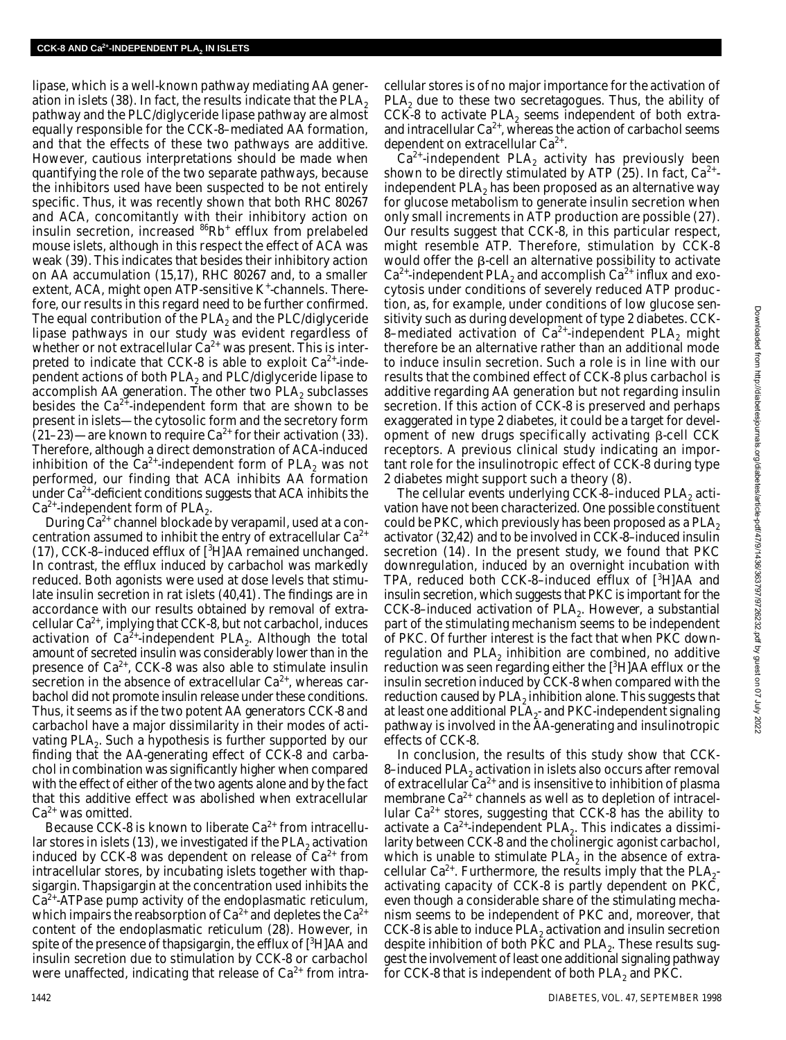lipase, which is a well-known pathway mediating AA generation in islets (38). In fact, the results indicate that the $PLA_2$ pathway and the PLC/diglyceride lipase pathway are almost equally responsible for the CCK-8–mediated AA formation, and that the effects of these two pathways are additive. However, cautious interpretations should be made when quantifying the role of the two separate pathways, because the inhibitors used have been suspected to be not entirely specific. Thus, it was recently shown that both RHC 80267 and ACA, concomitantly with their inhibitory action on insulin secretion, increased $^{86}Rb^+$ efflux from prelabeled mouse islets, although in this respect the effect of ACA was weak (39). This indicates that besides their inhibitory action on AA accumulation (15,17), RHC 80267 and, to a smaller extent, ACA, might open ATP-sensitive $K^+$-channels. Therefore, our results in this regard need to be further confirmed. The equal contribution of the $PLA_2$ and the PLC/diglyceride lipase pathways in our study was evident regardless of whether or not extracellular $Ca^{2+}$ was present. This is interpreted to indicate that CCK-8 is able to exploit $Ca^{2+}$-independent actions of both $PLA_2$ and PLC/diglyceride lipase to accomplish AA generation. The other two $PLA_2$ subclasses besides the $Ca^{2+}$-independent form that are shown to be present in islets—the cytosolic form and the secretory form (21–23)—are known to require $Ca^{2+}$ for their activation (33). Therefore, although a direct demonstration of ACA-induced inhibition of the $Ca^{2+}$-independent form of $PLA_2$ was not performed, our finding that ACA inhibits AA formation under $Ca^{2+}$-deficient conditions suggests that ACA inhibits the $Ca^{2+}$-independent form of $PLA_2$.

During $Ca^{2+}$ channel blockade by verapamil, used at a concentration assumed to inhibit the entry of extracellular $Ca^{2+}$ (17), CCK-8–induced efflux of [$^3$H]AA remained unchanged. In contrast, the efflux induced by carbachol was markedly reduced. Both agonists were used at dose levels that stimulate insulin secretion in rat islets (40,41). The findings are in accordance with our results obtained by removal of extracellular $Ca^{2+}$, implying that CCK-8, but not carbachol, induces activation of $Ca^{2+}$-independent $PLA_2$. Although the total amount of secreted insulin was considerably lower than in the presence of $Ca^{2+}$, CCK-8 was also able to stimulate insulin secretion in the absence of extracellular $Ca^{2+}$, whereas carbachol did not promote insulin release under these conditions. Thus, it seems as if the two potent AA generators CCK-8 and carbachol have a major dissimilarity in their modes of activating $PLA_2$. Such a hypothesis is further supported by our finding that the AA-generating effect of CCK-8 and carbachol in combination was significantly higher when compared with the effect of either of the two agents alone and by the fact that this additive effect was abolished when extracellular $Ca^{2+}$ was omitted.

Because CCK-8 is known to liberate $Ca^{2+}$ from intracellular stores in islets (13), we investigated if the $PLA_2$ activation induced by CCK-8 was dependent on release of $Ca^{2+}$ from intracellular stores, by incubating islets together with thapsigargin. Thapsigargin at the concentration used inhibits the $Ca^{2+}$-ATPase pump activity of the endoplasmatic reticulum, which impairs the reabsorption of $Ca^{2+}$ and depletes the $Ca^{2+}$ content of the endoplasmatic reticulum (28). However, in spite of the presence of thapsigargin, the efflux of [$^3$H]AA and insulin secretion due to stimulation by CCK-8 or carbachol were unaffected, indicating that release of $Ca^{2+}$ from intracellular stores is of no major importance for the activation of $PLA_2$ due to these two secretagogues. Thus, the ability of CCK-8 to activate $PLA_2$ seems independent of both extra- and intracellular $Ca^{2+}$, whereas the action of carbachol seems dependent on extracellular $Ca^{2+}$.

$Ca^{2+}$-independent $PLA_2$ activity has previously been shown to be directly stimulated by ATP (25). In fact, $Ca^{2+}$-independent $PLA_2$ has been proposed as an alternative way for glucose metabolism to generate insulin secretion when only small increments in ATP production are possible (27). Our results suggest that CCK-8, in this particular respect, might resemble ATP. Therefore, stimulation by CCK-8 would offer the β-cell an alternative possibility to activate $Ca^{2+}$-independent $PLA_2$ and accomplish $Ca^{2+}$ influx and exocytosis under conditions of severely reduced ATP production, as, for example, under conditions of low glucose sensitivity such as during development of type 2 diabetes. CCK-8–mediated activation of $Ca^{2+}$-independent $PLA_2$ might therefore be an alternative rather than an additional mode to induce insulin secretion. Such a role is in line with our results that the combined effect of CCK-8 plus carbachol is additive regarding AA generation but not regarding insulin secretion. If this action of CCK-8 is preserved and perhaps exaggerated in type 2 diabetes, it could be a target for development of new drugs specifically activating β-cell CCK receptors. A previous clinical study indicating an important role for the insulinotropic effect of CCK-8 during type 2 diabetes might support such a theory (8).

The cellular events underlying CCK-8–induced $PLA_2$ activation have not been characterized. One possible constituent could be PKC, which previously has been proposed as a $PLA_2$ activator (32,42) and to be involved in CCK-8–induced insulin secretion (14). In the present study, we found that PKC downregulation, induced by an overnight incubation with TPA, reduced both CCK-8–induced efflux of [$^3$H]AA and insulin secretion, which suggests that PKC is important for the CCK-8–induced activation of $PLA_2$. However, a substantial part of the stimulating mechanism seems to be independent of PKC. Of further interest is the fact that when PKC downregulation and $PLA_2$ inhibition are combined, no additive reduction was seen regarding either the [$^3$H]AA efflux or the insulin secretion induced by CCK-8 when compared with the reduction caused by $PLA_2$ inhibition alone. This suggests that at least one additional $PLA_2$- and PKC-independent signaling pathway is involved in the AA-generating and insulinotropic effects of CCK-8.

In conclusion, the results of this study show that CCK-8–induced $PLA_2$ activation in islets also occurs after removal of extracellular $Ca^{2+}$ and is insensitive to inhibition of plasma membrane $Ca^{2+}$ channels as well as to depletion of intracellular $Ca^{2+}$ stores, suggesting that CCK-8 has the ability to activate a $Ca^{2+}$-independent $PLA_2$. This indicates a dissimilarity between CCK-8 and the cholinergic agonist carbachol, which is unable to stimulate $PLA_2$ in the absence of extracellular $Ca^{2+}$. Furthermore, the results imply that the $PLA_2$-activating capacity of CCK-8 is partly dependent on PKC, even though a considerable share of the stimulating mechanism seems to be independent of PKC and, moreover, that CCK-8 is able to induce $PLA_2$ activation and insulin secretion despite inhibition of both PKC and $PLA_2$. These results suggest the involvement of least one additional signaling pathway for CCK-8 that is independent of both $PLA_2$ and PKC.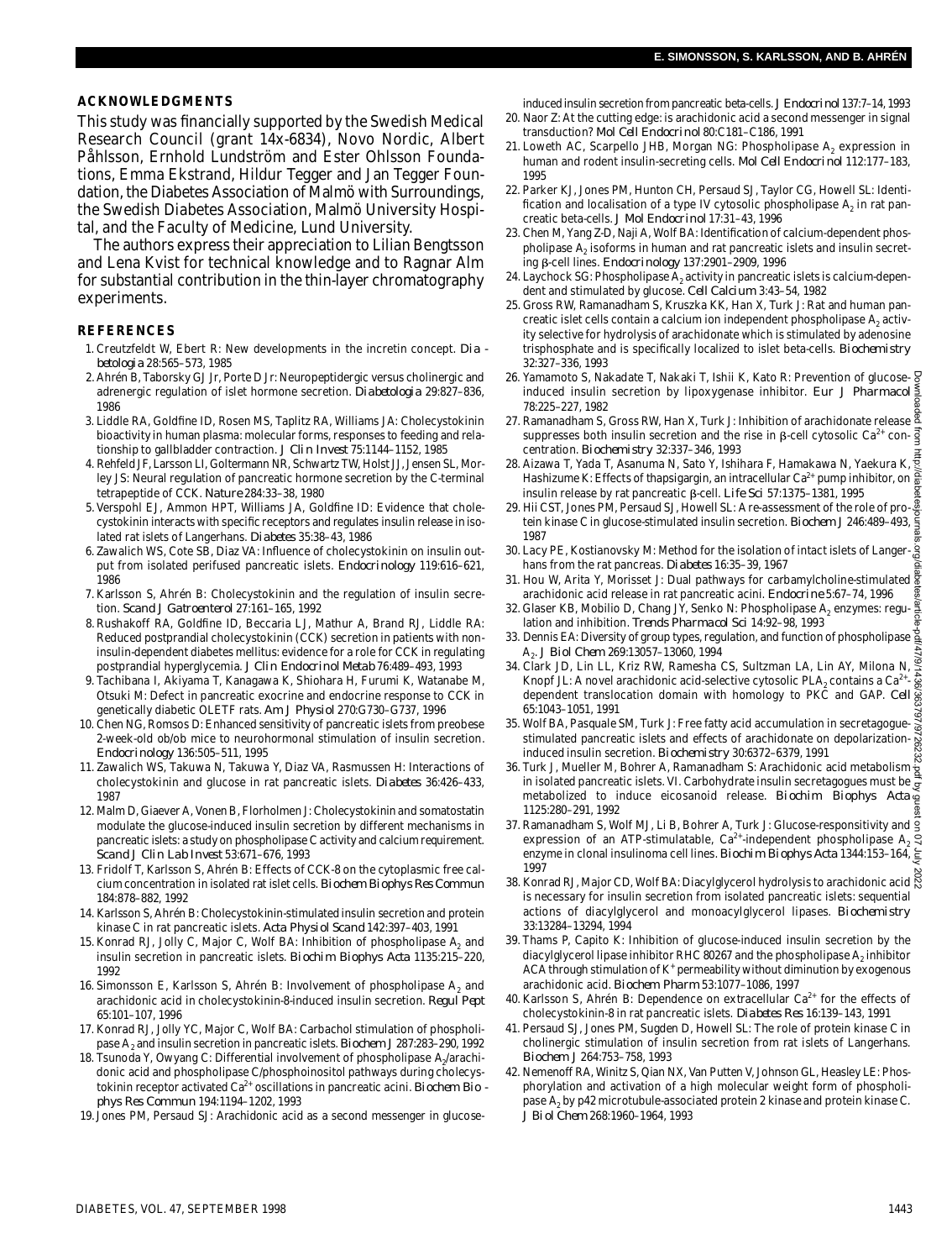## ACKNOWLEDGMENTS

This study was financially supported by the Swedish Medical Research Council (grant 14x-6834), Novo Nordic, Albert Påhlsson, Ernhold Lundström and Ester Ohlsson Foundations, Emma Ekstrand, Hildur Tegger and Jan Tegger Foundation, the Diabetes Association of Malmö with Surroundings, the Swedish Diabetes Association, Malmö University Hospital, and the Faculty of Medicine, Lund University.

The authors express their appreciation to Lilian Bengtsson and Lena Kvist for technical knowledge and to Ragnar Alm for substantial contribution in the thin-layer chromatography experiments.

## REFERENCES

1. Creutzfeldt W, Ebert R: New developments in the incretin concept. *Diabetologia* 28:565–573, 1985
2. Ahrén B, Taborsky GJ Jr, Porte D Jr: Neuropeptidergic versus cholinergic and adrenergic regulation of islet hormone secretion. *Diabetologia* 29:827–836, 1986
3. Liddle RA, Goldfine ID, Rosen MS, Taplitz RA, Williams JA: Cholecystokinin bioactivity in human plasma: molecular forms, responses to feeding and relationship to gallbladder contraction. *J Clin Invest* 75:1144–1152, 1985
4. Rehfeld JF, Larsson LI, Goltermann NR, Schwartz TW, Holst JJ, Jensen SL, Morley JS: Neural regulation of pancreatic hormone secretion by the C-terminal tetrapeptide of CCK. *Nature* 284:33–38, 1980
5. Verspohl EJ, Ammon HPT, Williams JA, Goldfine ID: Evidence that cholecystokinin interacts with specific receptors and regulates insulin release in isolated rat islets of Langerhans. *Diabetes* 35:38–43, 1986
6. Zawalich WS, Cote SB, Diaz VA: Influence of cholecystokinin on insulin output from isolated perifused pancreatic islets. *Endocrinology* 119:616–621, 1986
7. Karlsson S, Ahrén B: Cholecystokinin and the regulation of insulin secretion. *Scand J Gatroenterol* 27:161–165, 1992
8. Rushakoff RA, Goldfine ID, Beccaria LJ, Mathur A, Brand RJ, Liddle RA: Reduced postprandial cholecystokinin (CCK) secretion in patients with noninsulin-dependent diabetes mellitus: evidence for a role for CCK in regulating postprandial hyperglycemia. *J Clin Endocrinol Metab* 76:489–493, 1993
9. Tachibana I, Akiyama T, Kanagawa K, Shiohara H, Furumi K, Watanabe M, Otsuki M: Defect in pancreatic exocrine and endocrine response to CCK in genetically diabetic OLETF rats. *Am J Physiol* 270:G730–G737, 1996
10. Chen NG, Romsos D: Enhanced sensitivity of pancreatic islets from preobese 2-week-old ob/ob mice to neurohormonal stimulation of insulin secretion. *Endocrinology* 136:505–511, 1995
11. Zawalich WS, Takuwa N, Takuwa Y, Diaz VA, Rasmussen H: Interactions of cholecystokinin and glucose in rat pancreatic islets. *Diabetes* 36:426–433, 1987
12. Malm D, Giaever A, Vonen B, Florholmen J: Cholecystokinin and somatostatin modulate the glucose-induced insulin secretion by different mechanisms in pancreatic islets: a study on phospholipase C activity and calcium requirement. *Scand J Clin Lab Invest* 53:671–676, 1993
13. Fridolf T, Karlsson S, Ahrén B: Effects of CCK-8 on the cytoplasmic free calcium concentration in isolated rat islet cells. *Biochem Biophys Res Commun* 184:878–882, 1992
14. Karlsson S, Ahrén B: Cholecystokinin-stimulated insulin secretion and protein kinase C in rat pancreatic islets. *Acta Physiol Scand* 142:397–403, 1991
15. Konrad RJ, Jolly C, Major C, Wolf BA: Inhibition of phospholipase $A_2$ and insulin secretion in pancreatic islets. *Biochim Biophys Acta* 1135:215–220, 1992
16. Simonsson E, Karlsson S, Ahrén B: Involvement of phospholipase $A_2$ and arachidonic acid in cholecystokinin-8-induced insulin secretion. *Regul Pept* 65:101–107, 1996
17. Konrad RJ, Jolly YC, Major C, Wolf BA: Carbachol stimulation of phospholipase $A_2$ and insulin secretion in pancreatic islets. *Biochem J* 287:283–290, 1992
18. Tsunoda Y, Owyang C: Differential involvement of phospholipase $A_2$/arachidonic acid and phospholipase C/phosphoinositol pathways during cholecystokinin receptor activated $Ca^{2+}$ oscillations in pancreatic acini. *Biochem Biophys Res Commun* 194:1194–1202, 1993
19. Jones PM, Persaud SJ: Arachidonic acid as a second messenger in glucose-induced insulin secretion from pancreatic beta-cells. *J Endocrinol* 137:7–14, 1993
20. Naor Z: At the cutting edge: is arachidonic acid a second messenger in signal transduction? *Mol Cell Endocrinol* 80:C181–C186, 1991
21. Loweth AC, Scarpello JHB, Morgan NG: Phospholipase $A_2$ expression in human and rodent insulin-secreting cells. *Mol Cell Endocrinol* 112:177–183, 1995
22. Parker KJ, Jones PM, Hunton CH, Persaud SJ, Taylor CG, Howell SL: Identification and localisation of a type IV cytosolic phospholipase $A_2$ in rat pancreatic beta-cells. *J Mol Endocrinol* 17:31–43, 1996
23. Chen M, Yang Z-D, Naji A, Wolf BA: Identification of calcium-dependent phospholipase $A_2$ isoforms in human and rat pancreatic islets and insulin secreting β-cell lines. *Endocrinology* 137:2901–2909, 1996
24. Laychock SG: Phospholipase $A_2$ activity in pancreatic islets is calcium-dependent and stimulated by glucose. *Cell Calcium* 3:43–54, 1982
25. Gross RW, Ramanadham S, Kruszka KK, Han X, Turk J: Rat and human pancreatic islet cells contain a calcium ion independent phospholipase $A_2$ activity selective for hydrolysis of arachidonate which is stimulated by adenosine trisphosphate and is specifically localized to islet beta-cells. *Biochemistry* 32:327–336, 1993
26. Yamamoto S, Nakadate T, Nakaki T, Ishii K, Kato R: Prevention of glucose-induced insulin secretion by lipoxygenase inhibitor. *Eur J Pharmacol* 78:225–227, 1982
27. Ramanadham S, Gross RW, Han X, Turk J: Inhibition of arachidonate release suppresses both insulin secretion and the rise in β-cell cytosolic $Ca^{2+}$ concentration. *Biochemistry* 32:337–346, 1993
28. Aizawa T, Yada T, Asanuma N, Sato Y, Ishihara F, Hamakawa N, Yaekura K, Hashizume K: Effects of thapsigargin, an intracellular $Ca^{2+}$ pump inhibitor, on insulin release by rat pancreatic β-cell. *Life Sci* 57:1375–1381, 1995
29. Hii CST, Jones PM, Persaud SJ, Howell SL: A re-assessment of the role of protein kinase C in glucose-stimulated insulin secretion. *Biochem J* 246:489–493, 1987
30. Lacy PE, Kostianovsky M: Method for the isolation of intact islets of Langerhans from the rat pancreas. *Diabetes* 16:35–39, 1967
31. Hou W, Arita Y, Morisset J: Dual pathways for carbamylcholine-stimulated arachidonic acid release in rat pancreatic acini. *Endocrine* 5:67–74, 1996
32. Glaser KB, Mobilio D, Chang JY, Senko N: Phospholipase $A_2$ enzymes: regulation and inhibition. *Trends Pharmacol Sci* 14:92–98, 1993
33. Dennis EA: Diversity of group types, regulation, and function of phospholipase $A_2$. *J Biol Chem* 269:13057–13060, 1994
34. Clark JD, Lin LL, Kriz RW, Ramesha CS, Sultzman LA, Lin AY, Milona N, Knopf JL: A novel arachidonic acid-selective cytosolic $PLA_2$ contains a $Ca^{2+}$-dependent translocation domain with homology to PKC and GAP. *Cell* 65:1043–1051, 1991
35. Wolf BA, Pasquale SM, Turk J: Free fatty acid accumulation in secretagogue-stimulated pancreatic islets and effects of arachidonate on depolarization-induced insulin secretion. *Biochemistry* 30:6372–6379, 1991
36. Turk J, Mueller M, Bohrer A, Ramanadham S: Arachidonic acid metabolism in isolated pancreatic islets. VI. Carbohydrate insulin secretagogues must be metabolized to induce eicosanoid release. *Biochim Biophys Acta* 1125:280–291, 1992
37. Ramanadham S, Wolf MJ, Li B, Bohrer A, Turk J: Glucose-responsitivity and expression of an ATP-stimulatable, $Ca^{2+}$-independent phospholipase $A_2$ enzyme in clonal insulinoma cell lines. *Biochim Biophys Acta* 1344:153–164, 1997
38. Konrad RJ, Major CD, Wolf BA: Diacylglycerol hydrolysis to arachidonic acid is necessary for insulin secretion from isolated pancreatic islets: sequential actions of diacylglycerol and monoacylglycerol lipases. *Biochemistry* 33:13284–13294, 1994
39. Thams P, Capito K: Inhibition of glucose-induced insulin secretion by the diacylglycerol lipase inhibitor RHC 80267 and the phospholipase $A_2$ inhibitor ACA through stimulation of $K^+$ permeability without diminution by exogenous arachidonic acid. *Biochem Pharm* 53:1077–1086, 1997
40. Karlsson S, Ahrén B: Dependence on extracellular $Ca^{2+}$ for the effects of cholecystokinin-8 in rat pancreatic islets. *Diabetes Res* 16:139–143, 1991
41. Persaud SJ, Jones PM, Sugden D, Howell SL: The role of protein kinase C in cholinergic stimulation of insulin secretion from rat islets of Langerhans. *Biochem J* 264:753–758, 1993
42. Nemenoff RA, Winitz S, Qian NX, Van Putten V, Johnson GL, Heasley LE: Phosphorylation and activation of a high molecular weight form of phospholipase $A_2$ by p42 microtubule-associated protein 2 kinase and protein kinase C. *J Biol Chem* 268:1960–1964, 1993